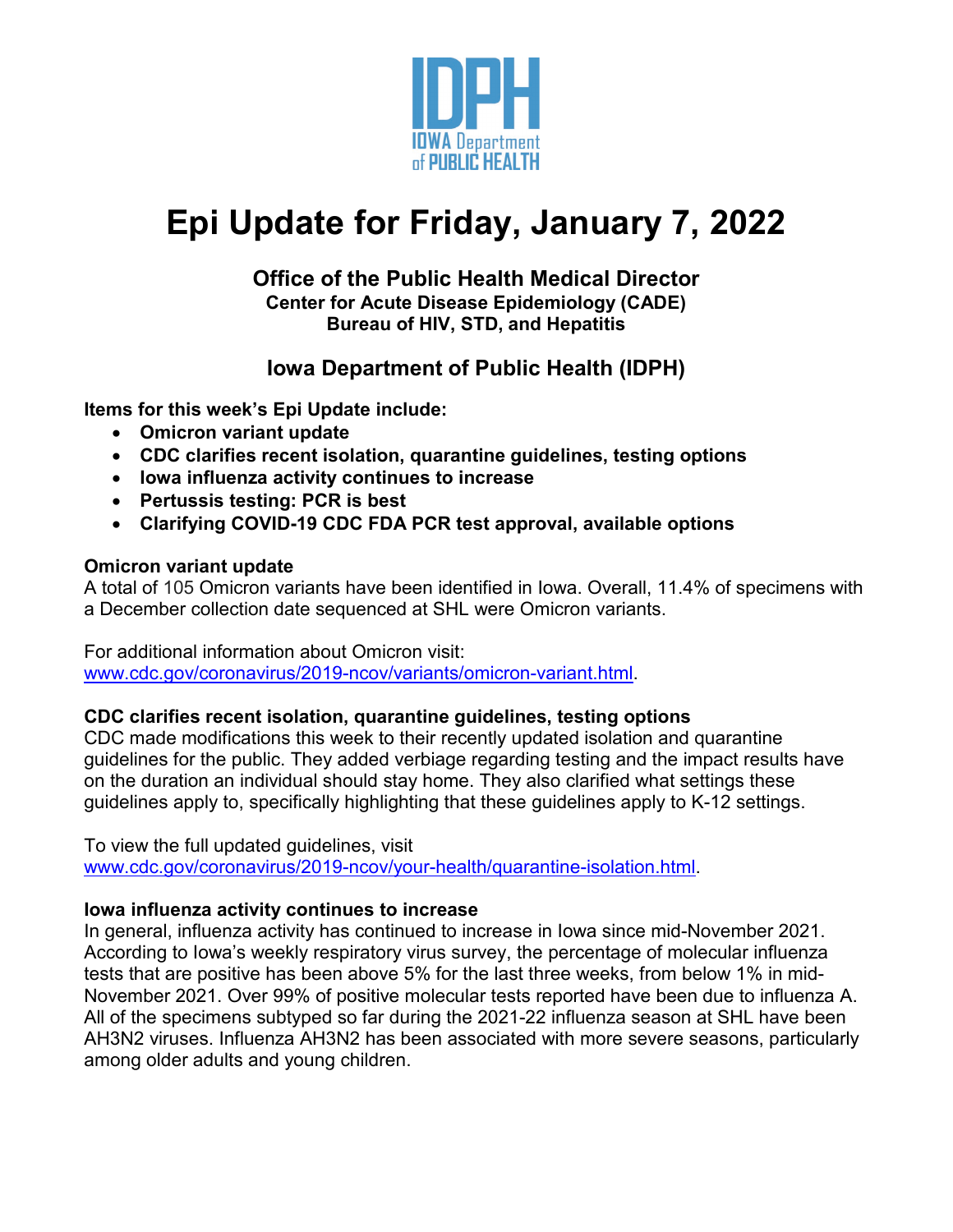# Epi Update for Friday, January 7, 2022

### Office of the Public Health Medical Director
**Center for Acute Disease Epidemiology (CADE)**
**Bureau of HIV, STD, and Hepatitis**

### Iowa Department of Public Health (IDPH)

**Items for this week's Epi Update include:**

- **Omicron variant update**
- **CDC clarifies recent isolation, quarantine guidelines, testing options**
- **Iowa influenza activity continues to increase**
- **Pertussis testing: PCR is best**
- **Clarifying COVID-19 CDC FDA PCR test approval, available options**

**Omicron variant update**

A total of 105 Omicron variants have been identified in Iowa. Overall, 11.4% of specimens with a December collection date sequenced at SHL were Omicron variants.

For additional information about Omicron visit:
www.cdc.gov/coronavirus/2019-ncov/variants/omicron-variant.html.

**CDC clarifies recent isolation, quarantine guidelines, testing options**

CDC made modifications this week to their recently updated isolation and quarantine guidelines for the public. They added verbiage regarding testing and the impact results have on the duration an individual should stay home. They also clarified what settings these guidelines apply to, specifically highlighting that these guidelines apply to K-12 settings.

To view the full updated guidelines, visit
www.cdc.gov/coronavirus/2019-ncov/your-health/quarantine-isolation.html.

**Iowa influenza activity continues to increase**

In general, influenza activity has continued to increase in Iowa since mid-November 2021. According to Iowa's weekly respiratory virus survey, the percentage of molecular influenza tests that are positive has been above 5% for the last three weeks, from below 1% in mid-November 2021. Over 99% of positive molecular tests reported have been due to influenza A. All of the specimens subtyped so far during the 2021-22 influenza season at SHL have been AH3N2 viruses. Influenza AH3N2 has been associated with more severe seasons, particularly among older adults and young children.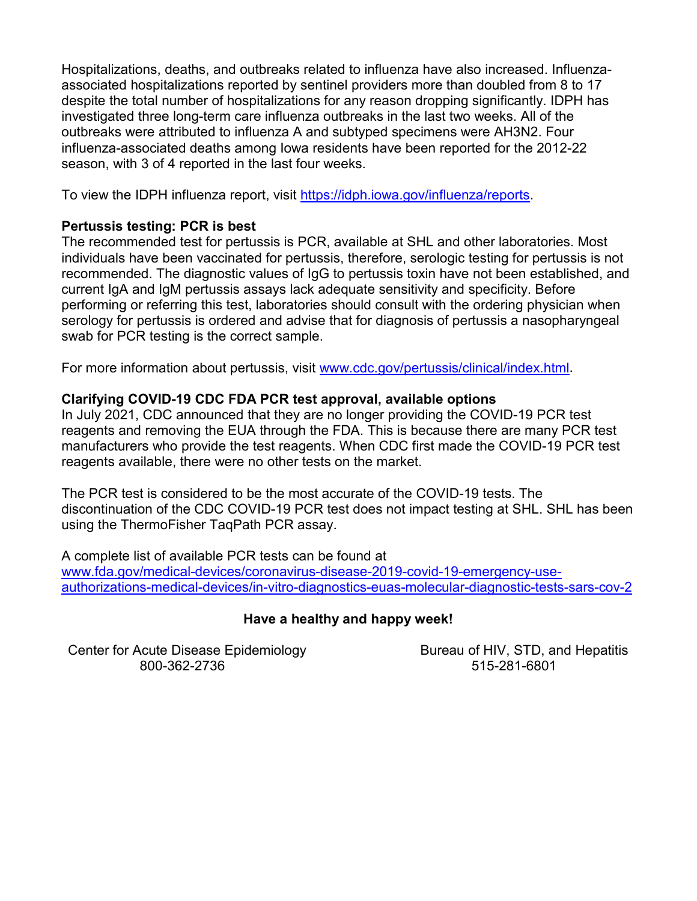Hospitalizations, deaths, and outbreaks related to influenza have also increased. Influenza-associated hospitalizations reported by sentinel providers more than doubled from 8 to 17 despite the total number of hospitalizations for any reason dropping significantly. IDPH has investigated three long-term care influenza outbreaks in the last two weeks. All of the outbreaks were attributed to influenza A and subtyped specimens were AH3N2. Four influenza-associated deaths among Iowa residents have been reported for the 2012-22 season, with 3 of 4 reported in the last four weeks.

To view the IDPH influenza report, visit https://idph.iowa.gov/influenza/reports.

**Pertussis testing: PCR is best**

The recommended test for pertussis is PCR, available at SHL and other laboratories. Most individuals have been vaccinated for pertussis, therefore, serologic testing for pertussis is not recommended. The diagnostic values of IgG to pertussis toxin have not been established, and current IgA and IgM pertussis assays lack adequate sensitivity and specificity. Before performing or referring this test, laboratories should consult with the ordering physician when serology for pertussis is ordered and advise that for diagnosis of pertussis a nasopharyngeal swab for PCR testing is the correct sample.

For more information about pertussis, visit www.cdc.gov/pertussis/clinical/index.html.

**Clarifying COVID-19 CDC FDA PCR test approval, available options**

In July 2021, CDC announced that they are no longer providing the COVID-19 PCR test reagents and removing the EUA through the FDA. This is because there are many PCR test manufacturers who provide the test reagents. When CDC first made the COVID-19 PCR test reagents available, there were no other tests on the market.

The PCR test is considered to be the most accurate of the COVID-19 tests. The discontinuation of the CDC COVID-19 PCR test does not impact testing at SHL. SHL has been using the ThermoFisher TaqPath PCR assay.

A complete list of available PCR tests can be found at www.fda.gov/medical-devices/coronavirus-disease-2019-covid-19-emergency-use-authorizations-medical-devices/in-vitro-diagnostics-euas-molecular-diagnostic-tests-sars-cov-2

**Have a healthy and happy week!**

Center for Acute Disease Epidemiology
800-362-2736

Bureau of HIV, STD, and Hepatitis
515-281-6801